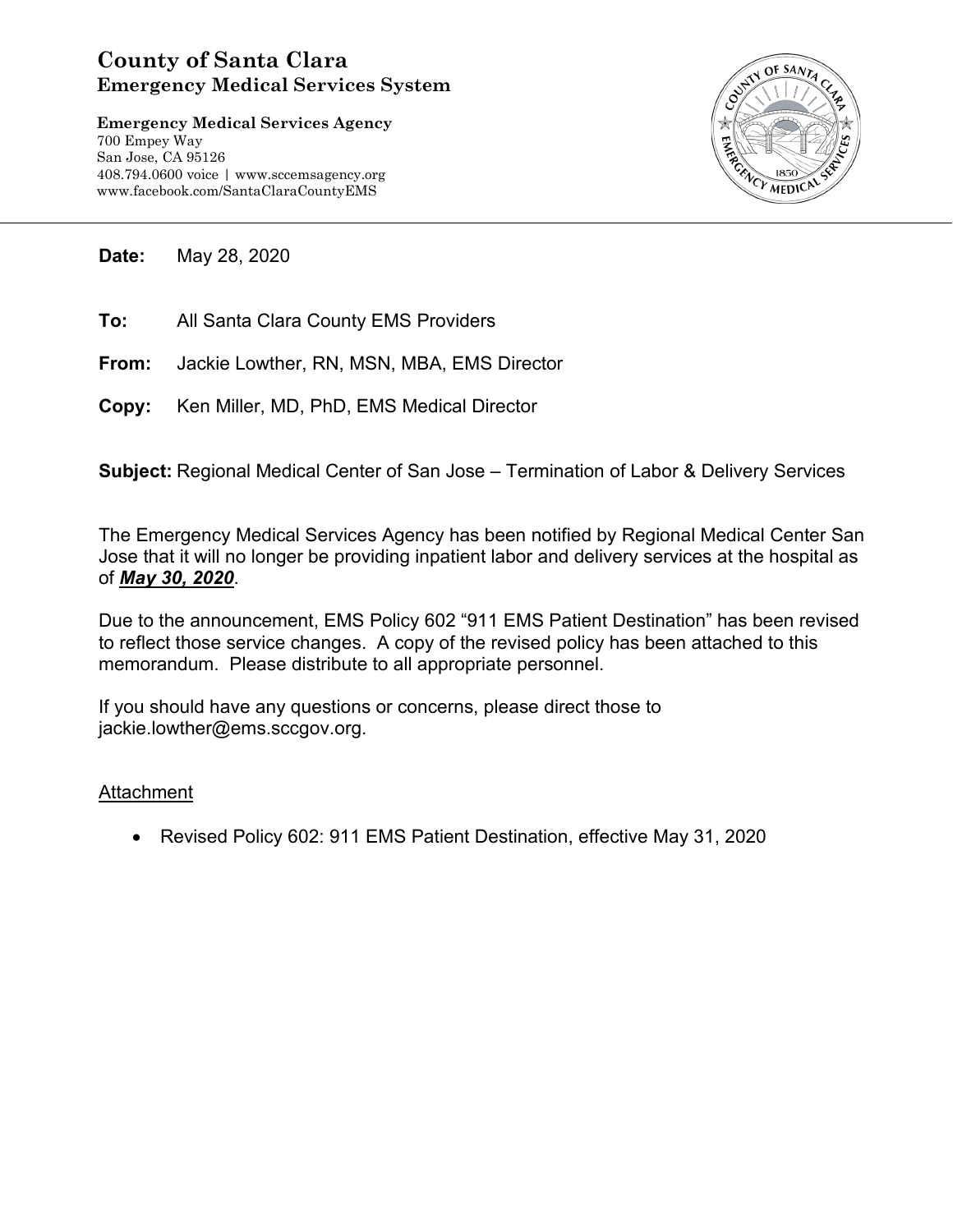# County of Santa Clara
## Emergency Medical Services System

**Emergency Medical Services Agency**
700 Empey Way
San Jose, CA 95126
408.794.0600 voice | www.sccemsagency.org
www.facebook.com/SantaClaraCountyEMS

---

**Date:** May 28, 2020

**To:** All Santa Clara County EMS Providers

**From:** Jackie Lowther, RN, MSN, MBA, EMS Director

**Copy:** Ken Miller, MD, PhD, EMS Medical Director

**Subject:** Regional Medical Center of San Jose – Termination of Labor & Delivery Services

The Emergency Medical Services Agency has been notified by Regional Medical Center San Jose that it will no longer be providing inpatient labor and delivery services at the hospital as of ***May 30, 2020***.

Due to the announcement, EMS Policy 602 "911 EMS Patient Destination" has been revised to reflect those service changes. A copy of the revised policy has been attached to this memorandum. Please distribute to all appropriate personnel.

If you should have any questions or concerns, please direct those to jackie.lowther@ems.sccgov.org.

Attachment

- Revised Policy 602: 911 EMS Patient Destination, effective May 31, 2020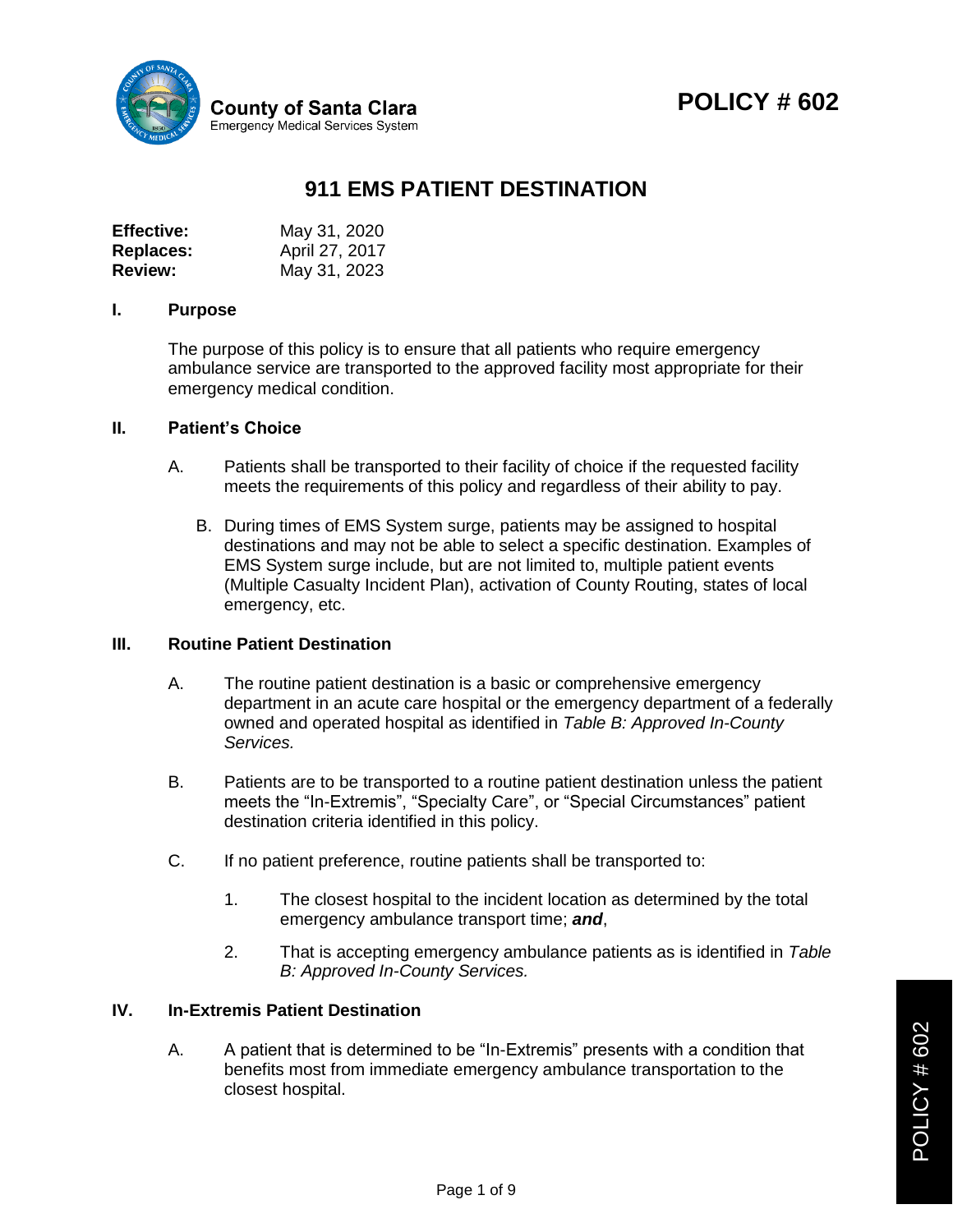**County of Santa Clara**
Emergency Medical Services System

# POLICY # 602

## 911 EMS PATIENT DESTINATION

| | |
|---|---|
| **Effective:** | May 31, 2020 |
| **Replaces:** | April 27, 2017 |
| **Review:** | May 31, 2023 |

### I. Purpose

The purpose of this policy is to ensure that all patients who require emergency ambulance service are transported to the approved facility most appropriate for their emergency medical condition.

### II. Patient's Choice

A. Patients shall be transported to their facility of choice if the requested facility meets the requirements of this policy and regardless of their ability to pay.

B. During times of EMS System surge, patients may be assigned to hospital destinations and may not be able to select a specific destination. Examples of EMS System surge include, but are not limited to, multiple patient events (Multiple Casualty Incident Plan), activation of County Routing, states of local emergency, etc.

### III. Routine Patient Destination

A. The routine patient destination is a basic or comprehensive emergency department in an acute care hospital or the emergency department of a federally owned and operated hospital as identified in *Table B: Approved In-County Services.*

B. Patients are to be transported to a routine patient destination unless the patient meets the "In-Extremis", "Specialty Care", or "Special Circumstances" patient destination criteria identified in this policy.

C. If no patient preference, routine patients shall be transported to:

1. The closest hospital to the incident location as determined by the total emergency ambulance transport time; ***and***,

2. That is accepting emergency ambulance patients as is identified in *Table B: Approved In-County Services.*

### IV. In-Extremis Patient Destination

A. A patient that is determined to be "In-Extremis" presents with a condition that benefits most from immediate emergency ambulance transportation to the closest hospital.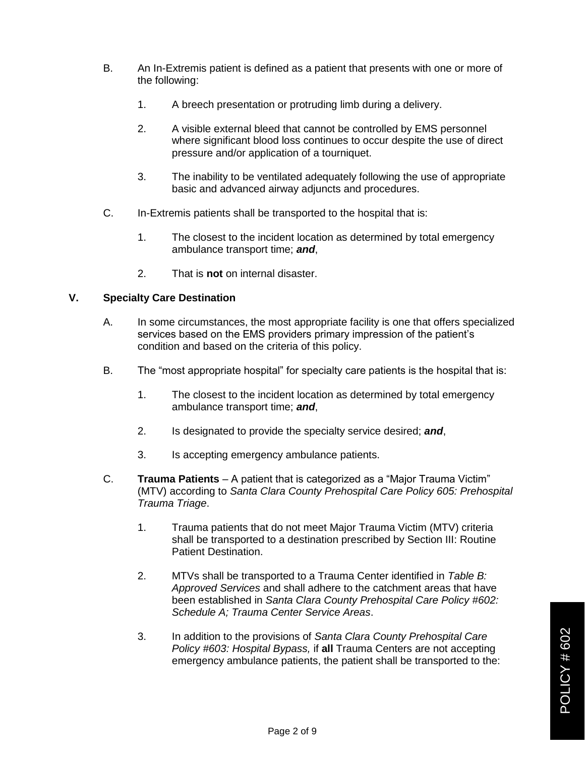B. An In-Extremis patient is defined as a patient that presents with one or more of the following:

   1. A breech presentation or protruding limb during a delivery.

   2. A visible external bleed that cannot be controlled by EMS personnel where significant blood loss continues to occur despite the use of direct pressure and/or application of a tourniquet.

   3. The inability to be ventilated adequately following the use of appropriate basic and advanced airway adjuncts and procedures.

C. In-Extremis patients shall be transported to the hospital that is:

   1. The closest to the incident location as determined by total emergency ambulance transport time; ***and***,

   2. That is **not** on internal disaster.

## V. Specialty Care Destination

A. In some circumstances, the most appropriate facility is one that offers specialized services based on the EMS providers primary impression of the patient's condition and based on the criteria of this policy.

B. The "most appropriate hospital" for specialty care patients is the hospital that is:

   1. The closest to the incident location as determined by total emergency ambulance transport time; ***and***,

   2. Is designated to provide the specialty service desired; ***and***,

   3. Is accepting emergency ambulance patients.

C. **Trauma Patients** – A patient that is categorized as a "Major Trauma Victim" (MTV) according to *Santa Clara County Prehospital Care Policy 605: Prehospital Trauma Triage*.

   1. Trauma patients that do not meet Major Trauma Victim (MTV) criteria shall be transported to a destination prescribed by Section III: Routine Patient Destination.

   2. MTVs shall be transported to a Trauma Center identified in *Table B: Approved Services* and shall adhere to the catchment areas that have been established in *Santa Clara County Prehospital Care Policy #602: Schedule A; Trauma Center Service Areas*.

   3. In addition to the provisions of *Santa Clara County Prehospital Care Policy #603: Hospital Bypass,* if **all** Trauma Centers are not accepting emergency ambulance patients, the patient shall be transported to the: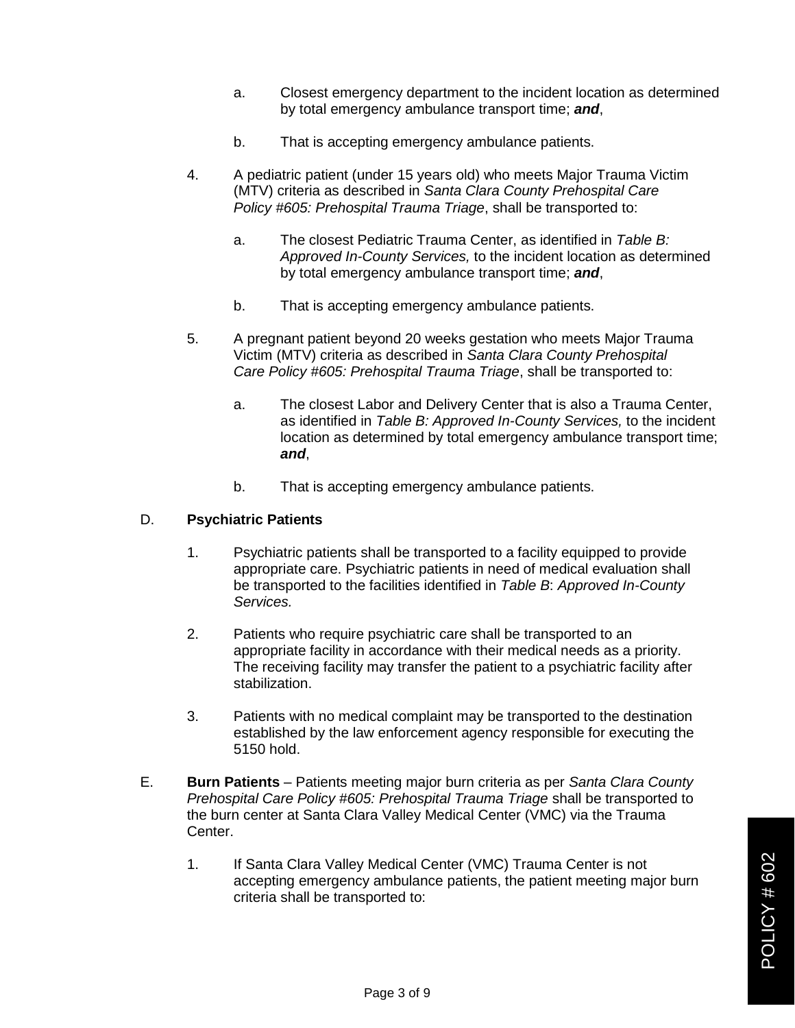a. Closest emergency department to the incident location as determined by total emergency ambulance transport time; ***and***,

   b. That is accepting emergency ambulance patients.

4. A pediatric patient (under 15 years old) who meets Major Trauma Victim (MTV) criteria as described in *Santa Clara County Prehospital Care Policy #605: Prehospital Trauma Triage*, shall be transported to:

   a. The closest Pediatric Trauma Center, as identified in *Table B: Approved In-County Services,* to the incident location as determined by total emergency ambulance transport time; ***and***,

   b. That is accepting emergency ambulance patients.

5. A pregnant patient beyond 20 weeks gestation who meets Major Trauma Victim (MTV) criteria as described in *Santa Clara County Prehospital Care Policy #605: Prehospital Trauma Triage*, shall be transported to:

   a. The closest Labor and Delivery Center that is also a Trauma Center, as identified in *Table B: Approved In-County Services,* to the incident location as determined by total emergency ambulance transport time; ***and***,

   b. That is accepting emergency ambulance patients.

D. **Psychiatric Patients**

1. Psychiatric patients shall be transported to a facility equipped to provide appropriate care. Psychiatric patients in need of medical evaluation shall be transported to the facilities identified in *Table B*: *Approved In-County Services.*

2. Patients who require psychiatric care shall be transported to an appropriate facility in accordance with their medical needs as a priority. The receiving facility may transfer the patient to a psychiatric facility after stabilization.

3. Patients with no medical complaint may be transported to the destination established by the law enforcement agency responsible for executing the 5150 hold.

E. **Burn Patients** – Patients meeting major burn criteria as per *Santa Clara County Prehospital Care Policy #605: Prehospital Trauma Triage* shall be transported to the burn center at Santa Clara Valley Medical Center (VMC) via the Trauma Center.

1. If Santa Clara Valley Medical Center (VMC) Trauma Center is not accepting emergency ambulance patients, the patient meeting major burn criteria shall be transported to: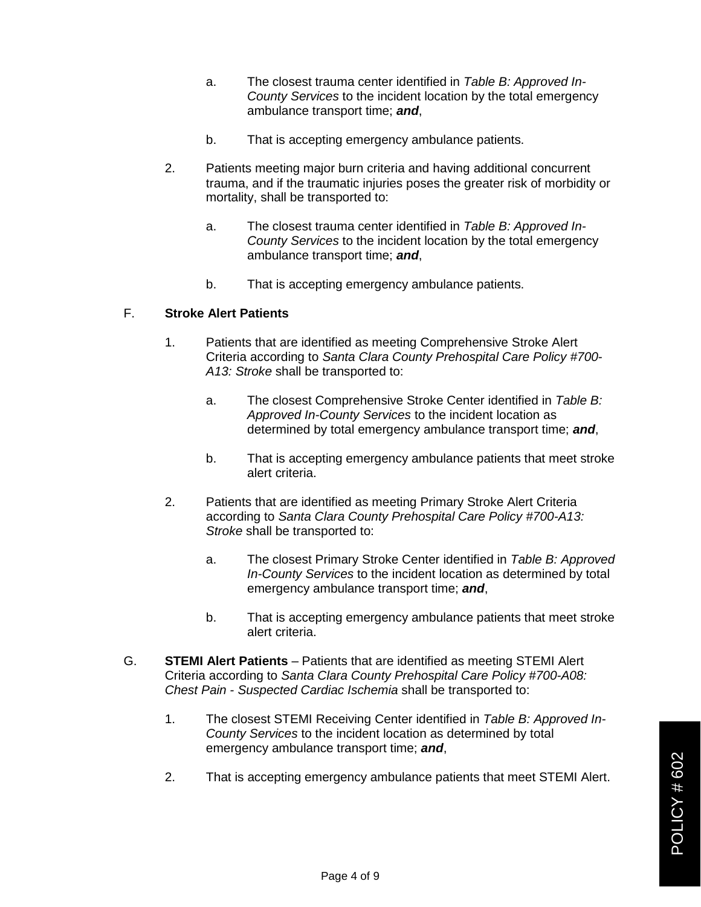a. The closest trauma center identified in *Table B: Approved In-County Services* to the incident location by the total emergency ambulance transport time; ***and***,

b. That is accepting emergency ambulance patients.

2. Patients meeting major burn criteria and having additional concurrent trauma, and if the traumatic injuries poses the greater risk of morbidity or mortality, shall be transported to:

    a. The closest trauma center identified in *Table B: Approved In-County Services* to the incident location by the total emergency ambulance transport time; ***and***,

    b. That is accepting emergency ambulance patients.

F. **Stroke Alert Patients**

1. Patients that are identified as meeting Comprehensive Stroke Alert Criteria according to *Santa Clara County Prehospital Care Policy #700-A13: Stroke* shall be transported to:

    a. The closest Comprehensive Stroke Center identified in *Table B: Approved In-County Services* to the incident location as determined by total emergency ambulance transport time; ***and***,

    b. That is accepting emergency ambulance patients that meet stroke alert criteria.

2. Patients that are identified as meeting Primary Stroke Alert Criteria according to *Santa Clara County Prehospital Care Policy #700-A13: Stroke* shall be transported to:

    a. The closest Primary Stroke Center identified in *Table B: Approved In-County Services* to the incident location as determined by total emergency ambulance transport time; ***and***,

    b. That is accepting emergency ambulance patients that meet stroke alert criteria.

G. **STEMI Alert Patients** – Patients that are identified as meeting STEMI Alert Criteria according to *Santa Clara County Prehospital Care Policy #700-A08: Chest Pain - Suspected Cardiac Ischemia* shall be transported to:

1. The closest STEMI Receiving Center identified in *Table B: Approved In-County Services* to the incident location as determined by total emergency ambulance transport time; ***and***,

2. That is accepting emergency ambulance patients that meet STEMI Alert.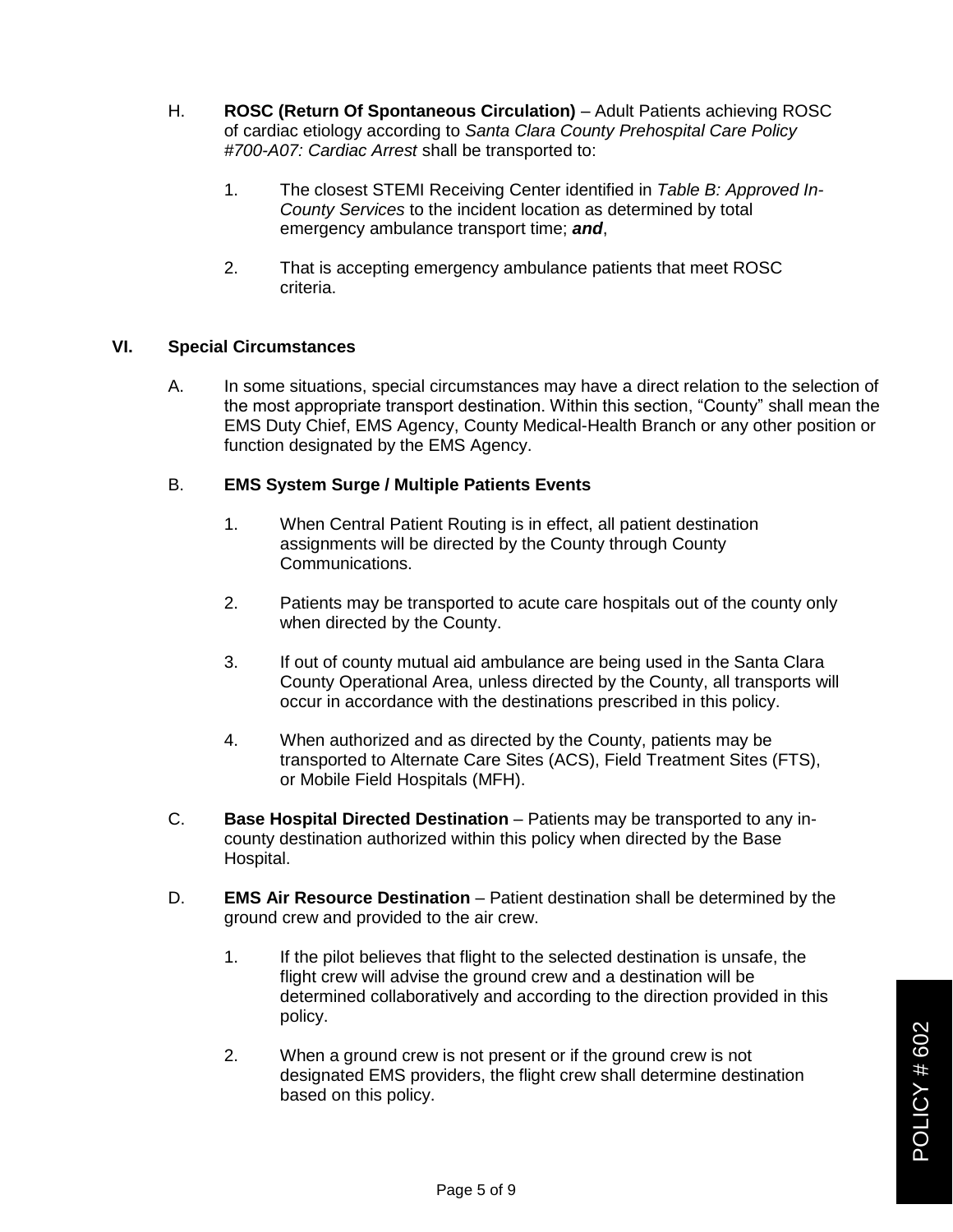H. **ROSC (Return Of Spontaneous Circulation)** – Adult Patients achieving ROSC of cardiac etiology according to *Santa Clara County Prehospital Care Policy #700-A07: Cardiac Arrest* shall be transported to:

1. The closest STEMI Receiving Center identified in *Table B: Approved In-County Services* to the incident location as determined by total emergency ambulance transport time; ***and***,

2. That is accepting emergency ambulance patients that meet ROSC criteria.

## VI. Special Circumstances

A. In some situations, special circumstances may have a direct relation to the selection of the most appropriate transport destination. Within this section, "County" shall mean the EMS Duty Chief, EMS Agency, County Medical-Health Branch or any other position or function designated by the EMS Agency.

B. **EMS System Surge / Multiple Patients Events**

1. When Central Patient Routing is in effect, all patient destination assignments will be directed by the County through County Communications.

2. Patients may be transported to acute care hospitals out of the county only when directed by the County.

3. If out of county mutual aid ambulance are being used in the Santa Clara County Operational Area, unless directed by the County, all transports will occur in accordance with the destinations prescribed in this policy.

4. When authorized and as directed by the County, patients may be transported to Alternate Care Sites (ACS), Field Treatment Sites (FTS), or Mobile Field Hospitals (MFH).

C. **Base Hospital Directed Destination** – Patients may be transported to any in-county destination authorized within this policy when directed by the Base Hospital.

D. **EMS Air Resource Destination** – Patient destination shall be determined by the ground crew and provided to the air crew.

1. If the pilot believes that flight to the selected destination is unsafe, the flight crew will advise the ground crew and a destination will be determined collaboratively and according to the direction provided in this policy.

2. When a ground crew is not present or if the ground crew is not designated EMS providers, the flight crew shall determine destination based on this policy.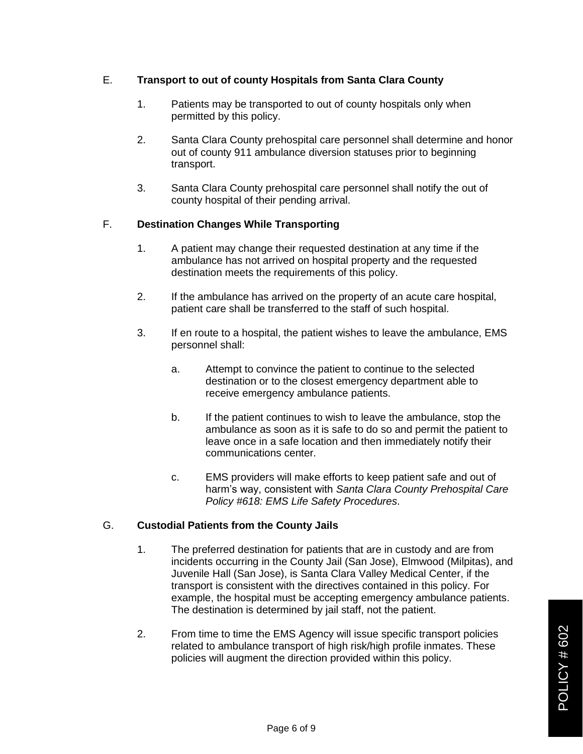E. **Transport to out of county Hospitals from Santa Clara County**

1. Patients may be transported to out of county hospitals only when permitted by this policy.

2. Santa Clara County prehospital care personnel shall determine and honor out of county 911 ambulance diversion statuses prior to beginning transport.

3. Santa Clara County prehospital care personnel shall notify the out of county hospital of their pending arrival.

F. **Destination Changes While Transporting**

1. A patient may change their requested destination at any time if the ambulance has not arrived on hospital property and the requested destination meets the requirements of this policy.

2. If the ambulance has arrived on the property of an acute care hospital, patient care shall be transferred to the staff of such hospital.

3. If en route to a hospital, the patient wishes to leave the ambulance, EMS personnel shall:

   a. Attempt to convince the patient to continue to the selected destination or to the closest emergency department able to receive emergency ambulance patients.

   b. If the patient continues to wish to leave the ambulance, stop the ambulance as soon as it is safe to do so and permit the patient to leave once in a safe location and then immediately notify their communications center.

   c. EMS providers will make efforts to keep patient safe and out of harm's way, consistent with *Santa Clara County Prehospital Care Policy #618: EMS Life Safety Procedures*.

G. **Custodial Patients from the County Jails**

1. The preferred destination for patients that are in custody and are from incidents occurring in the County Jail (San Jose), Elmwood (Milpitas), and Juvenile Hall (San Jose), is Santa Clara Valley Medical Center, if the transport is consistent with the directives contained in this policy. For example, the hospital must be accepting emergency ambulance patients. The destination is determined by jail staff, not the patient.

2. From time to time the EMS Agency will issue specific transport policies related to ambulance transport of high risk/high profile inmates. These policies will augment the direction provided within this policy.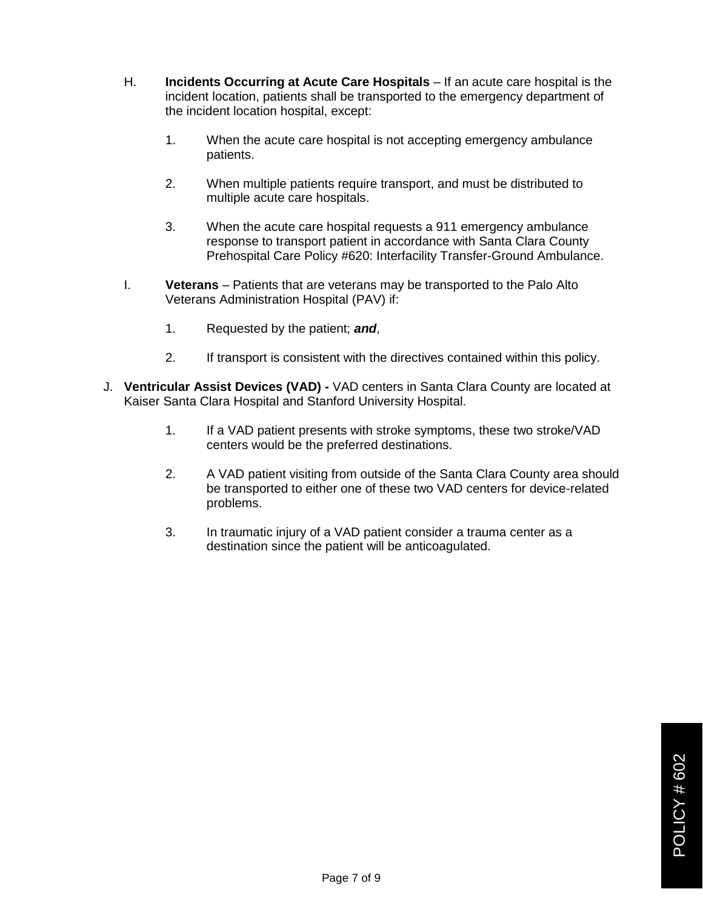H. **Incidents Occurring at Acute Care Hospitals** – If an acute care hospital is the incident location, patients shall be transported to the emergency department of the incident location hospital, except:

   1. When the acute care hospital is not accepting emergency ambulance patients.

   2. When multiple patients require transport, and must be distributed to multiple acute care hospitals.

   3. When the acute care hospital requests a 911 emergency ambulance response to transport patient in accordance with Santa Clara County Prehospital Care Policy #620: Interfacility Transfer-Ground Ambulance.

I. **Veterans** – Patients that are veterans may be transported to the Palo Alto Veterans Administration Hospital (PAV) if:

   1. Requested by the patient; ***and***,

   2. If transport is consistent with the directives contained within this policy.

J. **Ventricular Assist Devices (VAD) -** VAD centers in Santa Clara County are located at Kaiser Santa Clara Hospital and Stanford University Hospital.

   1. If a VAD patient presents with stroke symptoms, these two stroke/VAD centers would be the preferred destinations.

   2. A VAD patient visiting from outside of the Santa Clara County area should be transported to either one of these two VAD centers for device-related problems.

   3. In traumatic injury of a VAD patient consider a trauma center as a destination since the patient will be anticoagulated.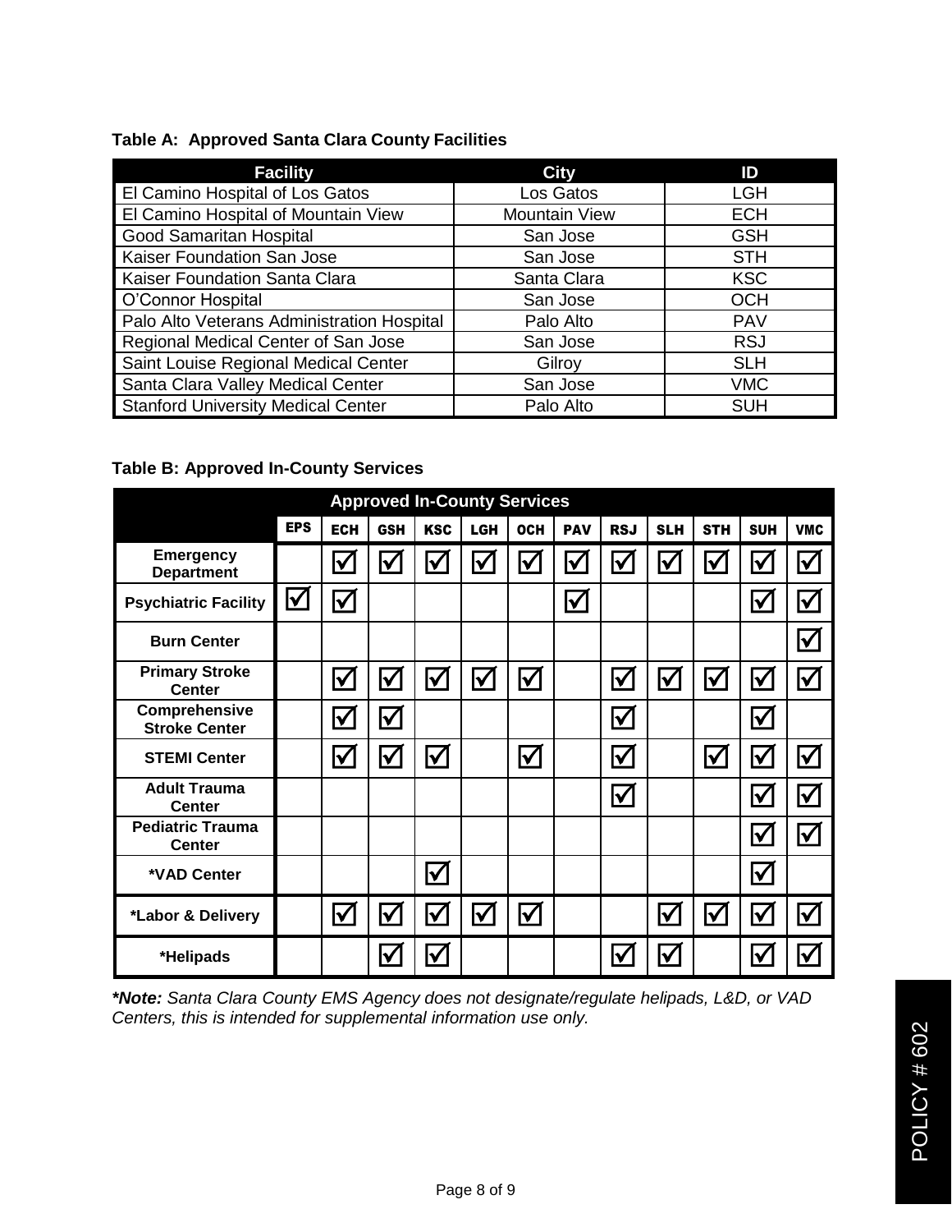**Table A: Approved Santa Clara County Facilities**

| Facility | City | ID |
|---|---|---|
| El Camino Hospital of Los Gatos | Los Gatos | LGH |
| El Camino Hospital of Mountain View | Mountain View | ECH |
| Good Samaritan Hospital | San Jose | GSH |
| Kaiser Foundation San Jose | San Jose | STH |
| Kaiser Foundation Santa Clara | Santa Clara | KSC |
| O'Connor Hospital | San Jose | OCH |
| Palo Alto Veterans Administration Hospital | Palo Alto | PAV |
| Regional Medical Center of San Jose | San Jose | RSJ |
| Saint Louise Regional Medical Center | Gilroy | SLH |
| Santa Clara Valley Medical Center | San Jose | VMC |
| Stanford University Medical Center | Palo Alto | SUH |

**Table B: Approved In-County Services**

| Approved In-County Services | EPS | ECH | GSH | KSC | LGH | OCH | PAV | RSJ | SLH | STH | SUH | VMC |
|---|---|---|---|---|---|---|---|---|---|---|---|---|
| **Emergency Department** | | ☑ | ☑ | ☑ | ☑ | ☑ | ☑ | ☑ | ☑ | ☑ | ☑ | ☑ |
| **Psychiatric Facility** | ☑ | ☑ | | | | | ☑ | | | | ☑ | ☑ |
| **Burn Center** | | | | | | | | | | | | ☑ |
| **Primary Stroke Center** | | ☑ | ☑ | ☑ | ☑ | ☑ | | ☑ | ☑ | ☑ | ☑ | ☑ |
| **Comprehensive Stroke Center** | | ☑ | ☑ | | | | | ☑ | | | ☑ | |
| **STEMI Center** | | ☑ | ☑ | ☑ | | ☑ | | ☑ | | ☑ | ☑ | ☑ |
| **Adult Trauma Center** | | | | | | | | ☑ | | | ☑ | ☑ |
| **Pediatric Trauma Center** | | | | | | | | | | | ☑ | ☑ |
| **\*VAD Center** | | | | ☑ | | | | | | | ☑ | |
| **\*Labor & Delivery** | | ☑ | ☑ | ☑ | ☑ | ☑ | | | ☑ | ☑ | ☑ | ☑ |
| **\*Helipads** | | | ☑ | ☑ | | | | ☑ | ☑ | | ☑ | ☑ |

***Note:*** *Santa Clara County EMS Agency does not designate/regulate helipads, L&D, or VAD Centers, this is intended for supplemental information use only.*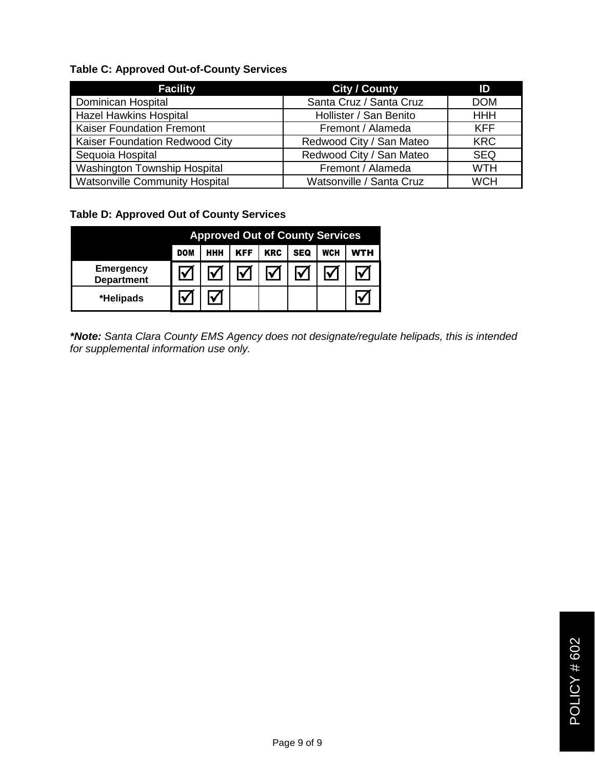**Table C: Approved Out-of-County Services**

| Facility | City / County | ID |
|---|---|---|
| Dominican Hospital | Santa Cruz / Santa Cruz | DOM |
| Hazel Hawkins Hospital | Hollister / San Benito | HHH |
| Kaiser Foundation Fremont | Fremont / Alameda | KFF |
| Kaiser Foundation Redwood City | Redwood City / San Mateo | KRC |
| Sequoia Hospital | Redwood City / San Mateo | SEQ |
| Washington Township Hospital | Fremont / Alameda | WTH |
| Watsonville Community Hospital | Watsonville / Santa Cruz | WCH |

**Table D: Approved Out of County Services**

| | Approved Out of County Services | | | | | | |
|---|---|---|---|---|---|---|---|
| | DOM | HHH | KFF | KRC | SEQ | WCH | WTH |
| Emergency Department | ☑ | ☑ | ☑ | ☑ | ☑ | ☑ | ☑ |
| *Helipads | ☑ | ☑ | | | | | ☑ |

***Note:*** *Santa Clara County EMS Agency does not designate/regulate helipads, this is intended for supplemental information use only.*

POLICY # 602